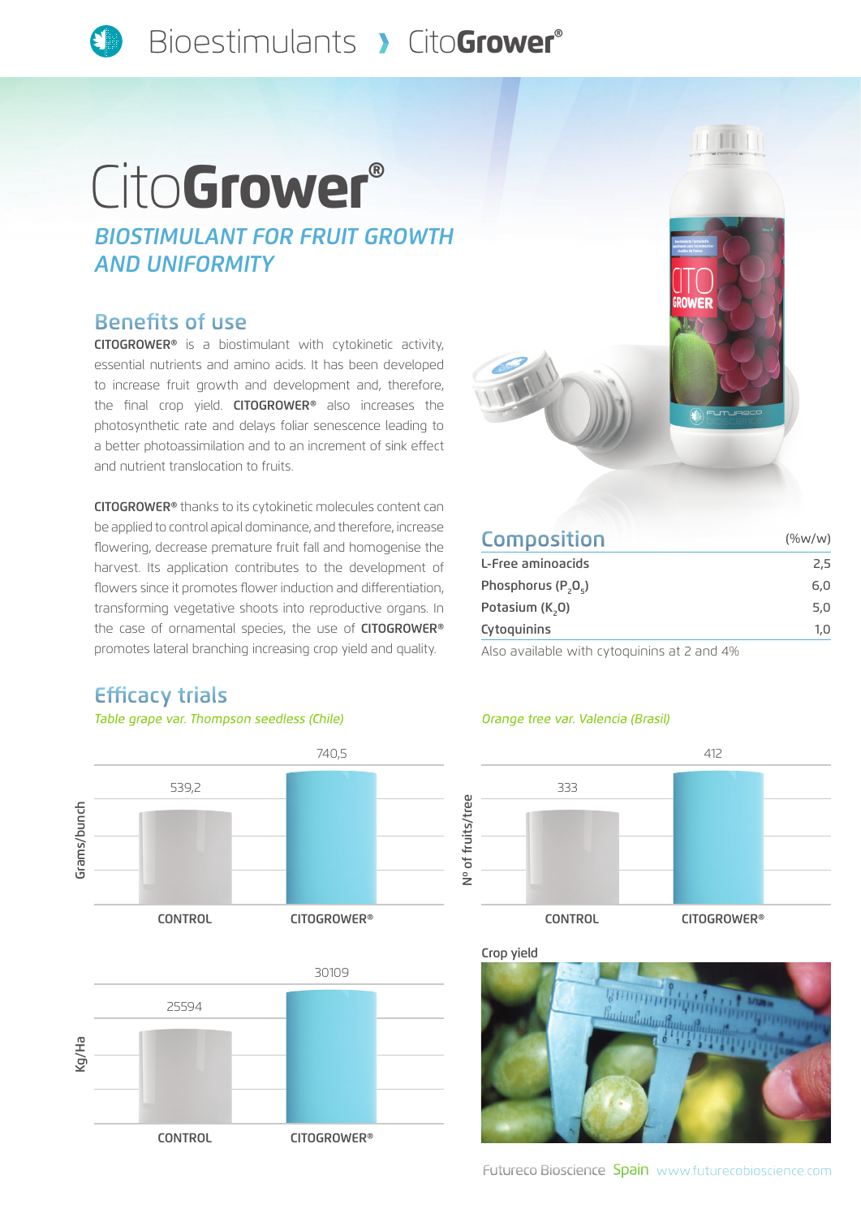# CitoGrower®

## *BIOSTIMULANT FOR FRUIT GROWTH AND UNIFORMITY*

### Benefits of use

**CITOGROWER®** is a biostimulant with cytokinetic activity, essential nutrients and amino acids. It has been developed to increase fruit growth and development and, therefore, the final crop yield. **CITOGROWER®** also increases the photosynthetic rate and delays foliar senescence leading to a better photoassimilation and to an increment of sink effect and nutrient translocation to fruits.

**CITOGROWER®** thanks to its cytokinetic molecules content can be applied to control apical dominance, and therefore, increase flowering, decrease premature fruit fall and homogenise the harvest. Its application contributes to the development of flowers since it promotes flower induction and differentiation, transforming vegetative shoots into reproductive organs. In the case of ornamental species, the use of **CITOGROWER®** promotes lateral branching increasing crop yield and quality.

### Composition

| Composition | (%w/w) |
|---|---|
| L-Free aminoacids | 2,5 |
| Phosphorus ($P_2O_5$) | 6,0 |
| Potasium ($K_2O$) | 5,0 |
| Cytoquinins | 1,0 |

Also available with cytoquinins at 2 and 4%

### Efficacy trials

*Table grape var. Thompson seedless (Chile)*

Grams/bunch

| | CONTROL | CITOGROWER® |
|---|---|---|
| Grams/bunch | 539,2 | 740,5 |

Kg/Ha

| | CONTROL | CITOGROWER® |
|---|---|---|
| Kg/Ha | 25594 | 30109 |

*Orange tree var. Valencia (Brasil)*

| | CONTROL | CITOGROWER® |
|---|---|---|
| Nº of fruits/tree | 333 | 412 |

Crop yield

Futureco Bioscience Spain www.futurecobioscience.com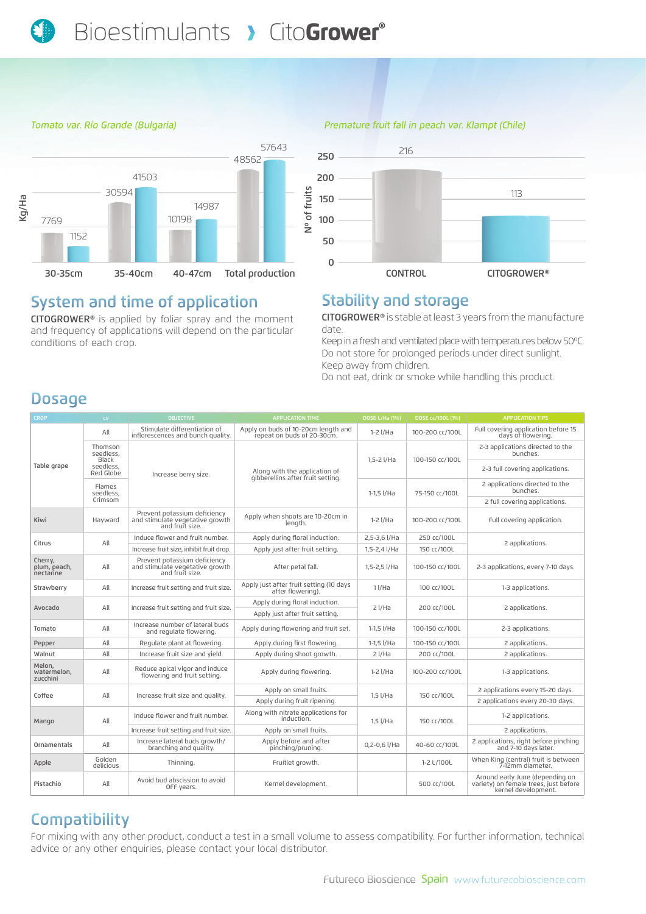# Bioestimulants › CitoGrower®

*Tomato var. Río Grande (Bulgaria)*

Kg/Ha

7769
1152
30594
41503
10198
14987
48562
57643

30-35cm
35-40cm
40-47cm
Total production

*Premature fruit fall in peach var. Klampt (Chile)*

Nº of fruits

250
200
150
100
50
0

216
113

CONTROL
CITOGROWER®

## System and time of application

**CITOGROWER®** is applied by foliar spray and the moment and frequency of applications will depend on the particular conditions of each crop.

## Stability and storage

**CITOGROWER®** is stable at least 3 years from the manufacture date.

Keep in a fresh and ventilated place with temperatures below 50ºC.
Do not store for prolonged periods under direct sunlight.
Keep away from children.
Do not eat, drink or smoke while handling this product.

## Dosage

| CROP | CV | OBJECTIVE | APPLICATION TIME | DOSE L/Ha (1%) | DOSE cc/100L (1%) | APPLICATION TIPS |
|---|---|---|---|---|---|---|
| Table grape | All | Stimulate differentiation of inflorescences and bunch quality. | Apply on buds of 10-20cm length and repeat on buds of 20-30cm. | 1-2 l/Ha | 100-200 cc/100L | Full covering application before 15 days of flowering. |
| | Thomson seedless, Black seedless, Red Globe | Increase berry size. | Along with the application of gibberellins after fruit setting. | 1,5-2 l/Ha | 100-150 cc/100L | 2-3 applications directed to the bunches. |
| | | | | | | 2-3 full covering applications. |
| | Flames seedless, Crimsom | | | 1-1,5 l/Ha | 75-150 cc/100L | 2 applications directed to the bunches. |
| | | | | | | 2 full covering applications. |
| Kiwi | Hayward | Prevent potassium deficiency and stimulate vegetative growth and fruit size. | Apply when shoots are 10-20cm in length. | 1-2 l/Ha | 100-200 cc/100L | Full covering application. |
| Citrus | All | Induce flower and fruit number. | Apply during floral induction. | 2,5-3,6 l/Ha | 250 cc/100L | 2 applications. |
| | | Increase fruit size, inhibit fruit drop. | Apply just after fruit setting. | 1,5-2,4 l/Ha | 150 cc/100L | |
| Cherry, plum, peach, nectarine | All | Prevent potassium deficiency and stimulate vegetative growth and fruit size. | After petal fall. | 1,5-2,5 l/Ha | 100-150 cc/100L | 2-3 applications, every 7-10 days. |
| Strawberry | All | Increase fruit setting and fruit size. | Apply just after fruit setting (10 days after flowering). | 1 l/Ha | 100 cc/100L | 1-3 applications. |
| Avocado | All | Increase fruit setting and fruit size. | Apply during floral induction. | 2 l/Ha | 200 cc/100L | 2 applications. |
| | | | Apply just after fruit setting. | | | |
| Tomato | All | Increase number of lateral buds and regulate flowering. | Apply during flowering and fruit set. | 1-1,5 l/Ha | 100-150 cc/100L | 2-3 applications. |
| Pepper | All | Regulate plant at flowering. | Apply during first flowering. | 1-1,5 l/Ha | 100-150 cc/100L | 2 applications. |
| Walnut | All | Increase fruit size and yield. | Apply during shoot growth. | 2 l/Ha | 200 cc/100L | 2 applications. |
| Melon, watermelon, zucchini | All | Reduce apical vigor and induce flowering and fruit setting. | Apply during flowering. | 1-2 l/Ha | 100-200 cc/100L | 1-3 applications. |
| Coffee | All | Increase fruit size and quality. | Apply on small fruits. | 1,5 l/Ha | 150 cc/100L | 2 applications every 15-20 days. |
| | | | Apply during fruit ripening. | | | 2 applications every 20-30 days. |
| Mango | All | Induce flower and fruit number. | Along with nitrate applications for induction. | 1,5 l/Ha | 150 cc/100L | 1-2 applications. |
| | | Increase fruit setting and fruit size. | Apply on small fruits. | | | 2 applications. |
| Ornamentals | All | Increase lateral buds growth/ branching and quality. | Apply before and after pinching/pruning. | 0,2-0,6 l/Ha | 40-60 cc/100L | 2 applications, right before pinching and 7-10 days later. |
| Apple | Golden delicious | Thinning. | Fruitlet growth. | | 1-2 L/100L | When King (central) fruit is between 7-12mm diameter. |
| Pistachio | All | Avoid bud abscission to avoid OFF years. | Kernel development. | | 500 cc/100L | Around early June (depending on variety) on female trees, just before kernel development. |

## Compatibility

For mixing with any other product, conduct a test in a small volume to assess compatibility. For further information, technical advice or any other enquiries, please contact your local distributor.

Futureco Bioscience Spain www.futurecobioscience.com